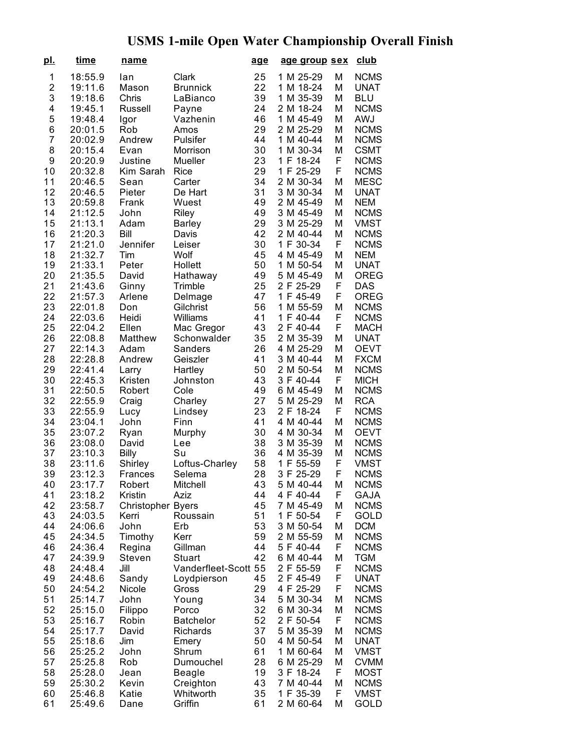# USMS 1-mile Open Water Championship Overall Finish

| pl. | time | name | | age | age group | sex | club |
|---|---|---|---|---|---|---|---|
| 1 | 18:55.9 | Ian | Clark | 25 | 1 M 25-29 | M | NCMS |
| 2 | 19:11.6 | Mason | Brunnick | 22 | 1 M 18-24 | M | UNAT |
| 3 | 19:18.6 | Chris | LaBianco | 39 | 1 M 35-39 | M | BLU |
| 4 | 19:45.1 | Russell | Payne | 24 | 2 M 18-24 | M | NCMS |
| 5 | 19:48.4 | Igor | Vazhenin | 46 | 1 M 45-49 | M | AWJ |
| 6 | 20:01.5 | Rob | Amos | 29 | 2 M 25-29 | M | NCMS |
| 7 | 20:02.9 | Andrew | Pulsifer | 44 | 1 M 40-44 | M | NCMS |
| 8 | 20:15.4 | Evan | Morrison | 30 | 1 M 30-34 | M | CSMT |
| 9 | 20:20.9 | Justine | Mueller | 23 | 1 F 18-24 | F | NCMS |
| 10 | 20:32.8 | Kim Sarah | Rice | 29 | 1 F 25-29 | F | NCMS |
| 11 | 20:46.5 | Sean | Carter | 34 | 2 M 30-34 | M | MESC |
| 12 | 20:46.5 | Pieter | De Hart | 31 | 3 M 30-34 | M | UNAT |
| 13 | 20:59.8 | Frank | Wuest | 49 | 2 M 45-49 | M | NEM |
| 14 | 21:12.5 | John | Riley | 49 | 3 M 45-49 | M | NCMS |
| 15 | 21:13.1 | Adam | Barley | 29 | 3 M 25-29 | M | VMST |
| 16 | 21:20.3 | Bill | Davis | 42 | 2 M 40-44 | M | NCMS |
| 17 | 21:21.0 | Jennifer | Leiser | 30 | 1 F 30-34 | F | NCMS |
| 18 | 21:32.7 | Tim | Wolf | 45 | 4 M 45-49 | M | NEM |
| 19 | 21:33.1 | Peter | Hollett | 50 | 1 M 50-54 | M | UNAT |
| 20 | 21:35.5 | David | Hathaway | 49 | 5 M 45-49 | M | OREG |
| 21 | 21:43.6 | Ginny | Trimble | 25 | 2 F 25-29 | F | DAS |
| 22 | 21:57.3 | Arlene | Delmage | 47 | 1 F 45-49 | F | OREG |
| 23 | 22:01.8 | Don | Gilchrist | 56 | 1 M 55-59 | M | NCMS |
| 24 | 22:03.6 | Heidi | Williams | 41 | 1 F 40-44 | F | NCMS |
| 25 | 22:04.2 | Ellen | Mac Gregor | 43 | 2 F 40-44 | F | MACH |
| 26 | 22:08.8 | Matthew | Schonwalder | 35 | 2 M 35-39 | M | UNAT |
| 27 | 22:14.3 | Adam | Sanders | 26 | 4 M 25-29 | M | OEVT |
| 28 | 22:28.8 | Andrew | Geiszler | 41 | 3 M 40-44 | M | FXCM |
| 29 | 22:41.4 | Larry | Hartley | 50 | 2 M 50-54 | M | NCMS |
| 30 | 22:45.3 | Kristen | Johnston | 43 | 3 F 40-44 | F | MICH |
| 31 | 22:50.5 | Robert | Cole | 49 | 6 M 45-49 | M | NCMS |
| 32 | 22:55.9 | Craig | Charley | 27 | 5 M 25-29 | M | RCA |
| 33 | 22:55.9 | Lucy | Lindsey | 23 | 2 F 18-24 | F | NCMS |
| 34 | 23:04.1 | John | Finn | 41 | 4 M 40-44 | M | NCMS |
| 35 | 23:07.2 | Ryan | Murphy | 30 | 4 M 30-34 | M | OEVT |
| 36 | 23:08.0 | David | Lee | 38 | 3 M 35-39 | M | NCMS |
| 37 | 23:10.3 | Billy | Su | 36 | 4 M 35-39 | M | NCMS |
| 38 | 23:11.6 | Shirley | Loftus-Charley | 58 | 1 F 55-59 | F | VMST |
| 39 | 23:12.3 | Frances | Selema | 28 | 3 F 25-29 | F | NCMS |
| 40 | 23:17.7 | Robert | Mitchell | 43 | 5 M 40-44 | M | NCMS |
| 41 | 23:18.2 | Kristin | Aziz | 44 | 4 F 40-44 | F | GAJA |
| 42 | 23:58.7 | Christopher | Byers | 45 | 7 M 45-49 | M | NCMS |
| 43 | 24:03.5 | Kerri | Roussain | 51 | 1 F 50-54 | F | GOLD |
| 44 | 24:06.6 | John | Erb | 53 | 3 M 50-54 | M | DCM |
| 45 | 24:34.5 | Timothy | Kerr | 59 | 2 M 55-59 | M | NCMS |
| 46 | 24:36.4 | Regina | Gillman | 44 | 5 F 40-44 | F | NCMS |
| 47 | 24:39.9 | Steven | Stuart | 42 | 6 M 40-44 | M | TGM |
| 48 | 24:48.4 | Jill | Vanderfleet-Scott | 55 | 2 F 55-59 | F | NCMS |
| 49 | 24:48.6 | Sandy | Loydpierson | 45 | 2 F 45-49 | F | UNAT |
| 50 | 24:54.2 | Nicole | Gross | 29 | 4 F 25-29 | F | NCMS |
| 51 | 25:14.7 | John | Young | 34 | 5 M 30-34 | M | NCMS |
| 52 | 25:15.0 | Filippo | Porco | 32 | 6 M 30-34 | M | NCMS |
| 53 | 25:16.7 | Robin | Batchelor | 52 | 2 F 50-54 | F | NCMS |
| 54 | 25:17.7 | David | Richards | 37 | 5 M 35-39 | M | NCMS |
| 55 | 25:18.6 | Jim | Emery | 50 | 4 M 50-54 | M | UNAT |
| 56 | 25:25.2 | John | Shrum | 61 | 1 M 60-64 | M | VMST |
| 57 | 25:25.8 | Rob | Dumouchel | 28 | 6 M 25-29 | M | CVMM |
| 58 | 25:28.0 | Jean | Beagle | 19 | 3 F 18-24 | F | MOST |
| 59 | 25:30.2 | Kevin | Creighton | 43 | 7 M 40-44 | M | NCMS |
| 60 | 25:46.8 | Katie | Whitworth | 35 | 1 F 35-39 | F | VMST |
| 61 | 25:49.6 | Dane | Griffin | 61 | 2 M 60-64 | M | GOLD |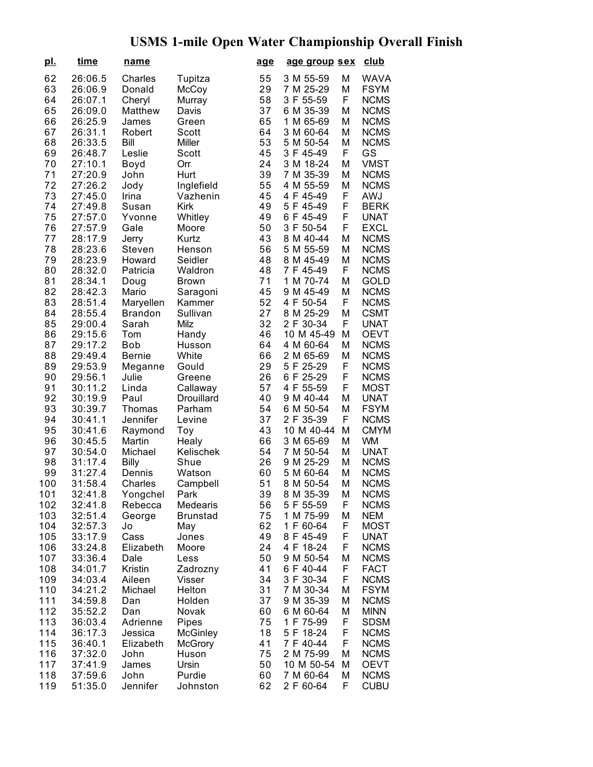# USMS 1-mile Open Water Championship Overall Finish

| pl. | time | name | | age | age group | sex | club |
|---|---|---|---|---|---|---|---|
| 62 | 26:06.5 | Charles | Tupitza | 55 | 3 M 55-59 | M | WAVA |
| 63 | 26:06.9 | Donald | McCoy | 29 | 7 M 25-29 | M | FSYM |
| 64 | 26:07.1 | Cheryl | Murray | 58 | 3 F 55-59 | F | NCMS |
| 65 | 26:09.0 | Matthew | Davis | 37 | 6 M 35-39 | M | NCMS |
| 66 | 26:25.9 | James | Green | 65 | 1 M 65-69 | M | NCMS |
| 67 | 26:31.1 | Robert | Scott | 64 | 3 M 60-64 | M | NCMS |
| 68 | 26:33.5 | Bill | Miller | 53 | 5 M 50-54 | M | NCMS |
| 69 | 26:48.7 | Leslie | Scott | 45 | 3 F 45-49 | F | GS |
| 70 | 27:10.1 | Boyd | Orr | 24 | 3 M 18-24 | M | VMST |
| 71 | 27:20.9 | John | Hurt | 39 | 7 M 35-39 | M | NCMS |
| 72 | 27:26.2 | Jody | Inglefield | 55 | 4 M 55-59 | M | NCMS |
| 73 | 27:45.0 | Irina | Vazhenin | 45 | 4 F 45-49 | F | AWJ |
| 74 | 27:49.8 | Susan | Kirk | 49 | 5 F 45-49 | F | BERK |
| 75 | 27:57.0 | Yvonne | Whitley | 49 | 6 F 45-49 | F | UNAT |
| 76 | 27:57.9 | Gale | Moore | 50 | 3 F 50-54 | F | EXCL |
| 77 | 28:17.9 | Jerry | Kurtz | 43 | 8 M 40-44 | M | NCMS |
| 78 | 28:23.6 | Steven | Henson | 56 | 5 M 55-59 | M | NCMS |
| 79 | 28:23.9 | Howard | Seidler | 48 | 8 M 45-49 | M | NCMS |
| 80 | 28:32.0 | Patricia | Waldron | 48 | 7 F 45-49 | F | NCMS |
| 81 | 28:34.1 | Doug | Brown | 71 | 1 M 70-74 | M | GOLD |
| 82 | 28:42.3 | Mario | Saragoni | 45 | 9 M 45-49 | M | NCMS |
| 83 | 28:51.4 | Maryellen | Kammer | 52 | 4 F 50-54 | F | NCMS |
| 84 | 28:55.4 | Brandon | Sullivan | 27 | 8 M 25-29 | M | CSMT |
| 85 | 29:00.4 | Sarah | Milz | 32 | 2 F 30-34 | F | UNAT |
| 86 | 29:15.6 | Tom | Handy | 46 | 10 M 45-49 | M | OEVT |
| 87 | 29:17.2 | Bob | Husson | 64 | 4 M 60-64 | M | NCMS |
| 88 | 29:49.4 | Bernie | White | 66 | 2 M 65-69 | M | NCMS |
| 89 | 29:53.9 | Meganne | Gould | 29 | 5 F 25-29 | F | NCMS |
| 90 | 29:56.1 | Julie | Greene | 26 | 6 F 25-29 | F | NCMS |
| 91 | 30:11.2 | Linda | Callaway | 57 | 4 F 55-59 | F | MOST |
| 92 | 30:19.9 | Paul | Drouillard | 40 | 9 M 40-44 | M | UNAT |
| 93 | 30:39.7 | Thomas | Parham | 54 | 6 M 50-54 | M | FSYM |
| 94 | 30:41.1 | Jennifer | Levine | 37 | 2 F 35-39 | F | NCMS |
| 95 | 30:41.6 | Raymond | Toy | 43 | 10 M 40-44 | M | CMYM |
| 96 | 30:45.5 | Martin | Healy | 66 | 3 M 65-69 | M | WM |
| 97 | 30:54.0 | Michael | Kelischek | 54 | 7 M 50-54 | M | UNAT |
| 98 | 31:17.4 | Billy | Shue | 26 | 9 M 25-29 | M | NCMS |
| 99 | 31:27.4 | Dennis | Watson | 60 | 5 M 60-64 | M | NCMS |
| 100 | 31:58.4 | Charles | Campbell | 51 | 8 M 50-54 | M | NCMS |
| 101 | 32:41.8 | Yongchel | Park | 39 | 8 M 35-39 | M | NCMS |
| 102 | 32:41.8 | Rebecca | Medearis | 56 | 5 F 55-59 | F | NCMS |
| 103 | 32:51.4 | George | Brunstad | 75 | 1 M 75-99 | M | NEM |
| 104 | 32:57.3 | Jo | May | 62 | 1 F 60-64 | F | MOST |
| 105 | 33:17.9 | Cass | Jones | 49 | 8 F 45-49 | F | UNAT |
| 106 | 33:24.8 | Elizabeth | Moore | 24 | 4 F 18-24 | F | NCMS |
| 107 | 33:36.4 | Dale | Less | 50 | 9 M 50-54 | M | NCMS |
| 108 | 34:01.7 | Kristin | Zadrozny | 41 | 6 F 40-44 | F | FACT |
| 109 | 34:03.4 | Aileen | Visser | 34 | 3 F 30-34 | F | NCMS |
| 110 | 34:21.2 | Michael | Helton | 31 | 7 M 30-34 | M | FSYM |
| 111 | 34:59.8 | Dan | Holden | 37 | 9 M 35-39 | M | NCMS |
| 112 | 35:52.2 | Dan | Novak | 60 | 6 M 60-64 | M | MINN |
| 113 | 36:03.4 | Adrienne | Pipes | 75 | 1 F 75-99 | F | SDSM |
| 114 | 36:17.3 | Jessica | McGinley | 18 | 5 F 18-24 | F | NCMS |
| 115 | 36:40.1 | Elizabeth | McGrory | 41 | 7 F 40-44 | F | NCMS |
| 116 | 37:32.0 | John | Huson | 75 | 2 M 75-99 | M | NCMS |
| 117 | 37:41.9 | James | Ursin | 50 | 10 M 50-54 | M | OEVT |
| 118 | 37:59.6 | John | Purdie | 60 | 7 M 60-64 | M | NCMS |
| 119 | 51:35.0 | Jennifer | Johnston | 62 | 2 F 60-64 | F | CUBU |